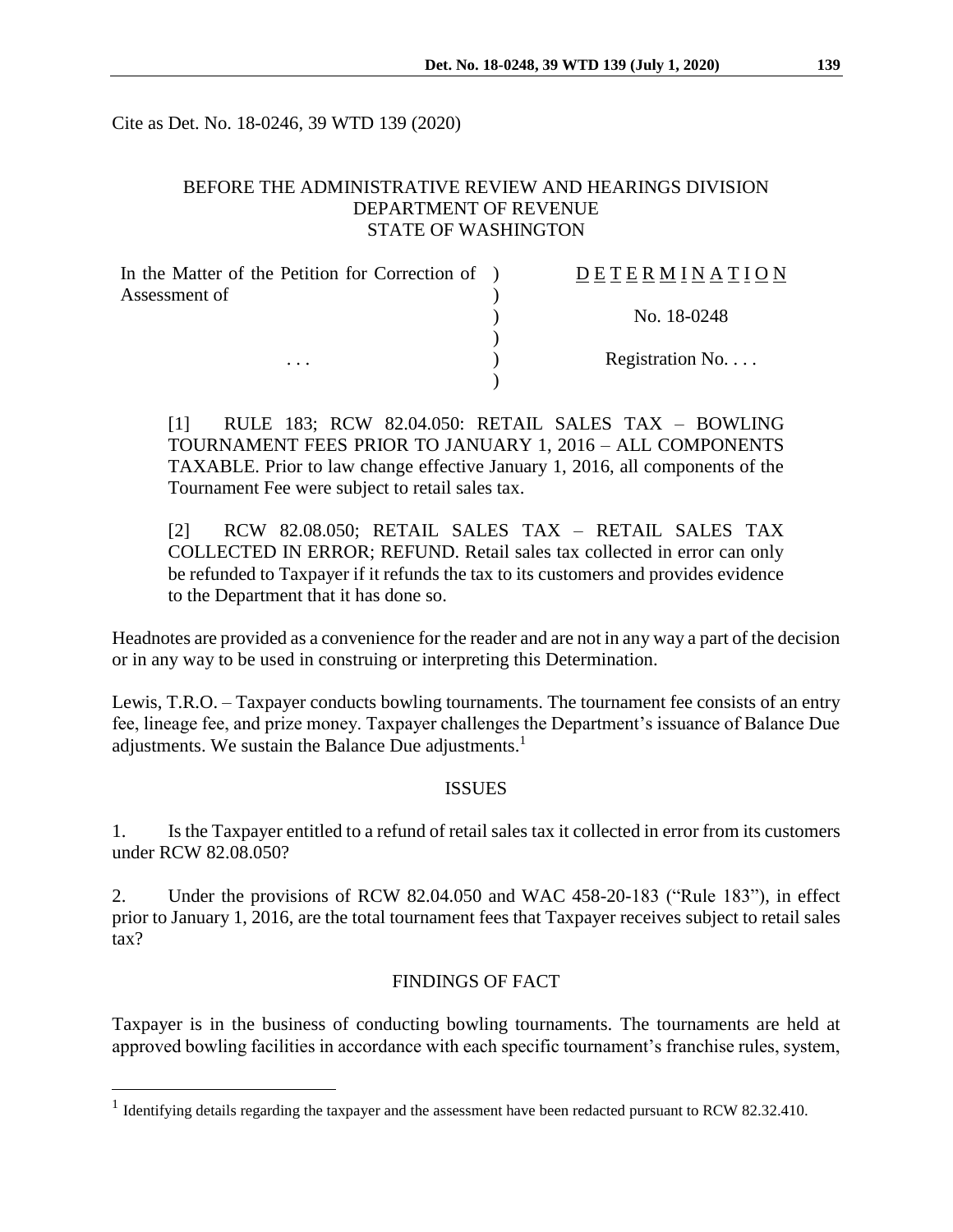Cite as Det. No. 18-0246, 39 WTD 139 (2020)

BEFORE THE ADMINISTRATIVE REVIEW AND HEARINGS DIVISION
DEPARTMENT OF REVENUE
STATE OF WASHINGTON

| | |
|---|---|
| In the Matter of the Petition for Correction of Assessment of | DETERMINATION |
| | No. 18-0248 |
| . . . | Registration No. . . . |

[1] RULE 183; RCW 82.04.050: RETAIL SALES TAX – BOWLING TOURNAMENT FEES PRIOR TO JANUARY 1, 2016 – ALL COMPONENTS TAXABLE. Prior to law change effective January 1, 2016, all components of the Tournament Fee were subject to retail sales tax.

[2] RCW 82.08.050; RETAIL SALES TAX – RETAIL SALES TAX COLLECTED IN ERROR; REFUND. Retail sales tax collected in error can only be refunded to Taxpayer if it refunds the tax to its customers and provides evidence to the Department that it has done so.

Headnotes are provided as a convenience for the reader and are not in any way a part of the decision or in any way to be used in construing or interpreting this Determination.

Lewis, T.R.O. – Taxpayer conducts bowling tournaments. The tournament fee consists of an entry fee, lineage fee, and prize money. Taxpayer challenges the Department's issuance of Balance Due adjustments. We sustain the Balance Due adjustments.[1]

## ISSUES

1. Is the Taxpayer entitled to a refund of retail sales tax it collected in error from its customers under RCW 82.08.050?

2. Under the provisions of RCW 82.04.050 and WAC 458-20-183 ("Rule 183"), in effect prior to January 1, 2016, are the total tournament fees that Taxpayer receives subject to retail sales tax?

## FINDINGS OF FACT

Taxpayer is in the business of conducting bowling tournaments. The tournaments are held at approved bowling facilities in accordance with each specific tournament's franchise rules, system,

---

[1] Identifying details regarding the taxpayer and the assessment have been redacted pursuant to RCW 82.32.410.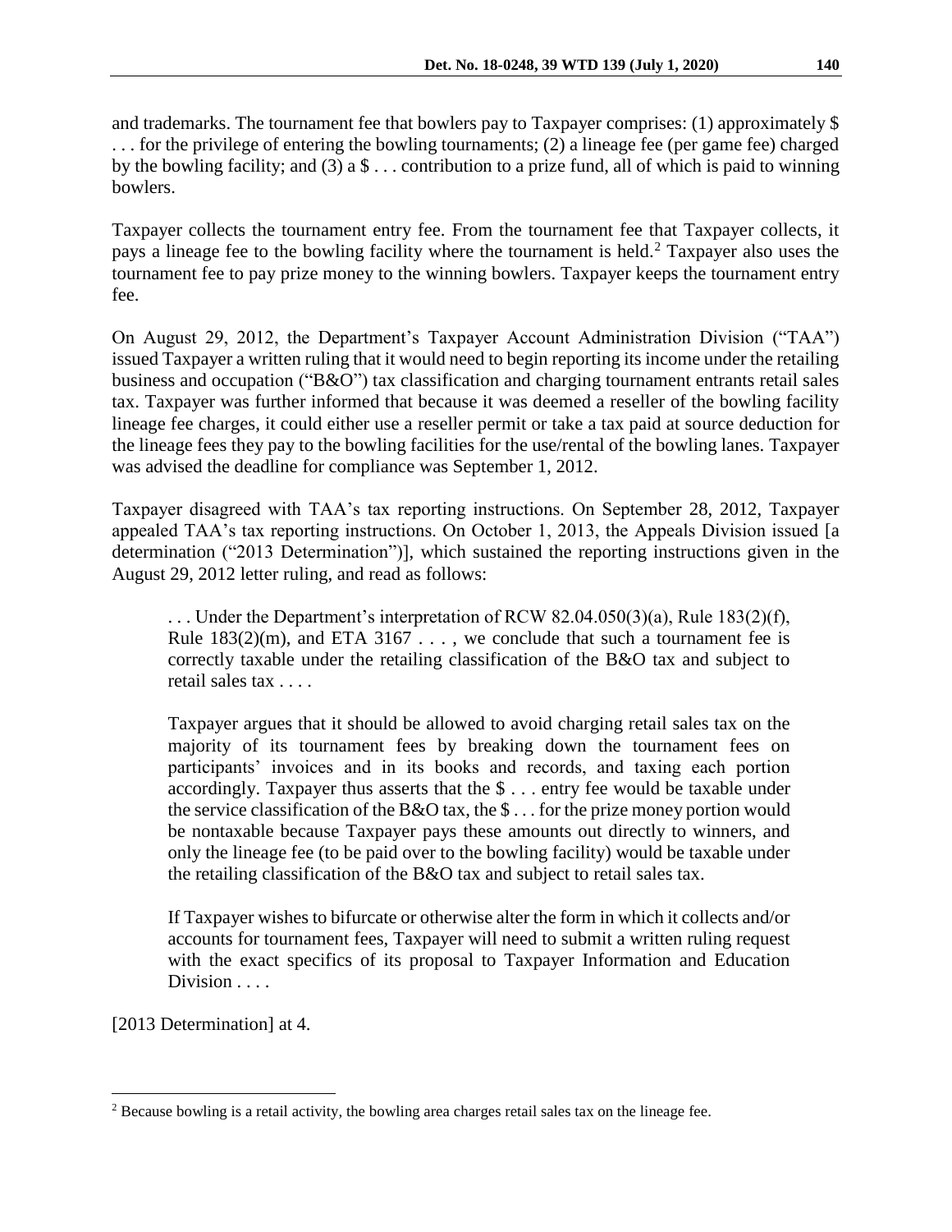and trademarks. The tournament fee that bowlers pay to Taxpayer comprises: (1) approximately $ . . . for the privilege of entering the bowling tournaments; (2) a lineage fee (per game fee) charged by the bowling facility; and (3) a $ . . . contribution to a prize fund, all of which is paid to winning bowlers.

Taxpayer collects the tournament entry fee. From the tournament fee that Taxpayer collects, it pays a lineage fee to the bowling facility where the tournament is held.[2] Taxpayer also uses the tournament fee to pay prize money to the winning bowlers. Taxpayer keeps the tournament entry fee.

On August 29, 2012, the Department's Taxpayer Account Administration Division ("TAA") issued Taxpayer a written ruling that it would need to begin reporting its income under the retailing business and occupation ("B&O") tax classification and charging tournament entrants retail sales tax. Taxpayer was further informed that because it was deemed a reseller of the bowling facility lineage fee charges, it could either use a reseller permit or take a tax paid at source deduction for the lineage fees they pay to the bowling facilities for the use/rental of the bowling lanes. Taxpayer was advised the deadline for compliance was September 1, 2012.

Taxpayer disagreed with TAA's tax reporting instructions. On September 28, 2012, Taxpayer appealed TAA's tax reporting instructions. On October 1, 2013, the Appeals Division issued [a determination ("2013 Determination")], which sustained the reporting instructions given in the August 29, 2012 letter ruling, and read as follows:

> . . . Under the Department's interpretation of RCW 82.04.050(3)(a), Rule 183(2)(f), Rule 183(2)(m), and ETA 3167 . . . , we conclude that such a tournament fee is correctly taxable under the retailing classification of the B&O tax and subject to retail sales tax . . . .
>
> Taxpayer argues that it should be allowed to avoid charging retail sales tax on the majority of its tournament fees by breaking down the tournament fees on participants' invoices and in its books and records, and taxing each portion accordingly. Taxpayer thus asserts that the $ . . . entry fee would be taxable under the service classification of the B&O tax, the $ . . . for the prize money portion would be nontaxable because Taxpayer pays these amounts out directly to winners, and only the lineage fee (to be paid over to the bowling facility) would be taxable under the retailing classification of the B&O tax and subject to retail sales tax.
>
> If Taxpayer wishes to bifurcate or otherwise alter the form in which it collects and/or accounts for tournament fees, Taxpayer will need to submit a written ruling request with the exact specifics of its proposal to Taxpayer Information and Education Division . . . .

[2013 Determination] at 4.

---

[2] Because bowling is a retail activity, the bowling area charges retail sales tax on the lineage fee.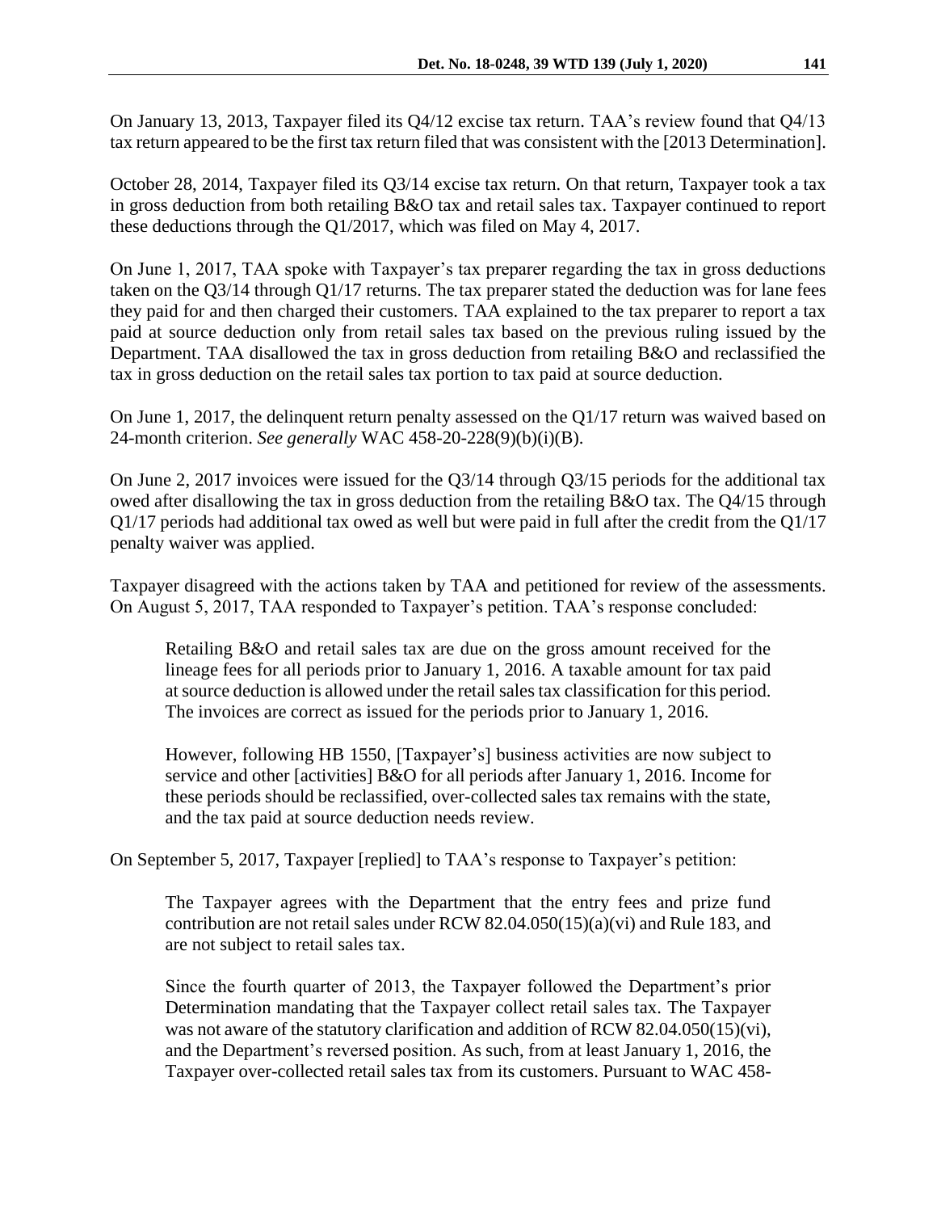On January 13, 2013, Taxpayer filed its Q4/12 excise tax return. TAA's review found that Q4/13 tax return appeared to be the first tax return filed that was consistent with the [2013 Determination].

October 28, 2014, Taxpayer filed its Q3/14 excise tax return. On that return, Taxpayer took a tax in gross deduction from both retailing B&O tax and retail sales tax. Taxpayer continued to report these deductions through the Q1/2017, which was filed on May 4, 2017.

On June 1, 2017, TAA spoke with Taxpayer's tax preparer regarding the tax in gross deductions taken on the Q3/14 through Q1/17 returns. The tax preparer stated the deduction was for lane fees they paid for and then charged their customers. TAA explained to the tax preparer to report a tax paid at source deduction only from retail sales tax based on the previous ruling issued by the Department. TAA disallowed the tax in gross deduction from retailing B&O and reclassified the tax in gross deduction on the retail sales tax portion to tax paid at source deduction.

On June 1, 2017, the delinquent return penalty assessed on the Q1/17 return was waived based on 24-month criterion. *See generally* WAC 458-20-228(9)(b)(i)(B).

On June 2, 2017 invoices were issued for the Q3/14 through Q3/15 periods for the additional tax owed after disallowing the tax in gross deduction from the retailing B&O tax. The Q4/15 through Q1/17 periods had additional tax owed as well but were paid in full after the credit from the Q1/17 penalty waiver was applied.

Taxpayer disagreed with the actions taken by TAA and petitioned for review of the assessments. On August 5, 2017, TAA responded to Taxpayer's petition. TAA's response concluded:

> Retailing B&O and retail sales tax are due on the gross amount received for the lineage fees for all periods prior to January 1, 2016. A taxable amount for tax paid at source deduction is allowed under the retail sales tax classification for this period. The invoices are correct as issued for the periods prior to January 1, 2016.
>
> However, following HB 1550, [Taxpayer's] business activities are now subject to service and other [activities] B&O for all periods after January 1, 2016. Income for these periods should be reclassified, over-collected sales tax remains with the state, and the tax paid at source deduction needs review.

On September 5, 2017, Taxpayer [replied] to TAA's response to Taxpayer's petition:

> The Taxpayer agrees with the Department that the entry fees and prize fund contribution are not retail sales under RCW 82.04.050(15)(a)(vi) and Rule 183, and are not subject to retail sales tax.
>
> Since the fourth quarter of 2013, the Taxpayer followed the Department's prior Determination mandating that the Taxpayer collect retail sales tax. The Taxpayer was not aware of the statutory clarification and addition of RCW 82.04.050(15)(vi), and the Department's reversed position. As such, from at least January 1, 2016, the Taxpayer over-collected retail sales tax from its customers. Pursuant to WAC 458-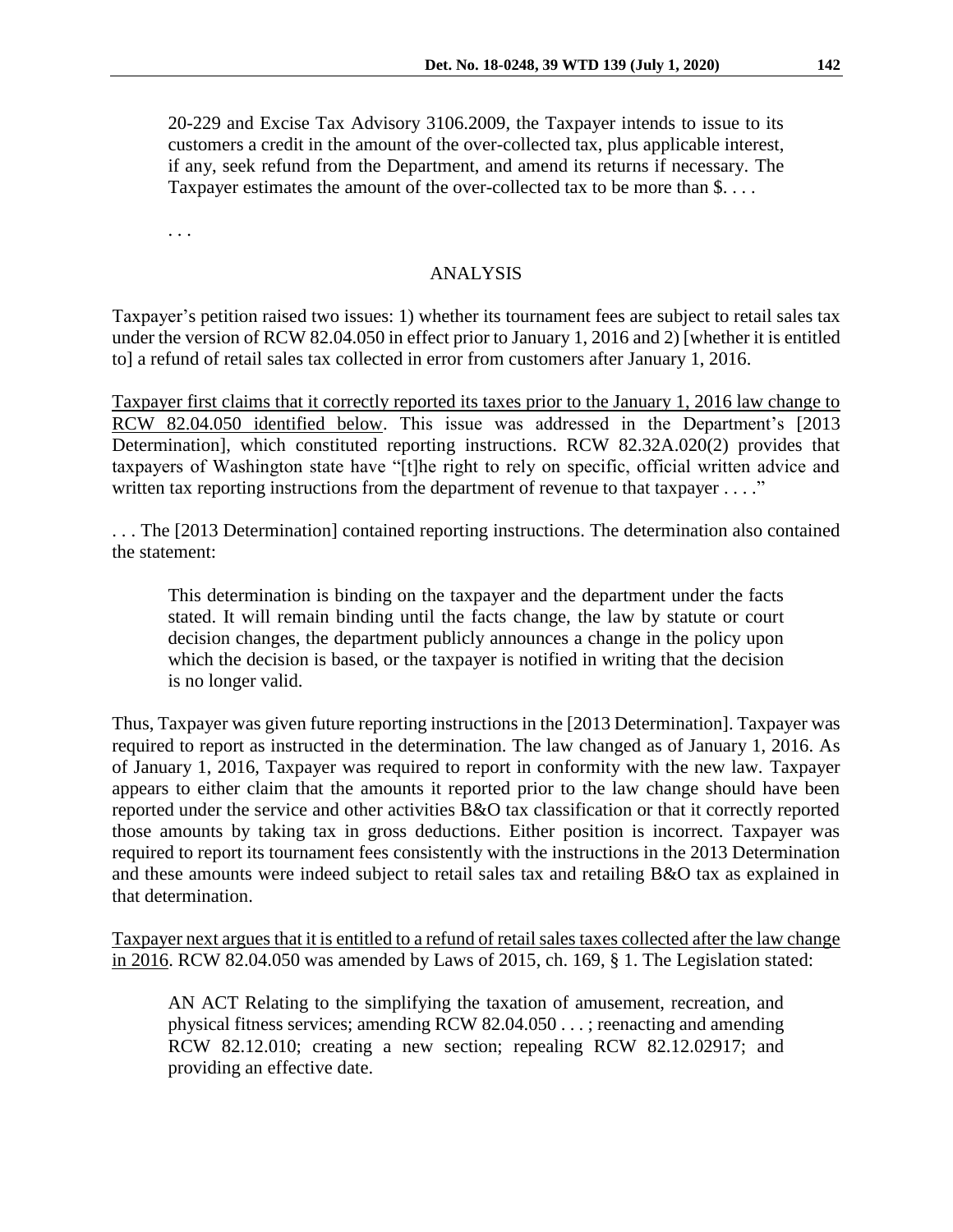> 20-229 and Excise Tax Advisory 3106.2009, the Taxpayer intends to issue to its customers a credit in the amount of the over-collected tax, plus applicable interest, if any, seek refund from the Department, and amend its returns if necessary. The Taxpayer estimates the amount of the over-collected tax to be more than $. . . .

. . .

## ANALYSIS

Taxpayer's petition raised two issues: 1) whether its tournament fees are subject to retail sales tax under the version of RCW 82.04.050 in effect prior to January 1, 2016 and 2) [whether it is entitled to] a refund of retail sales tax collected in error from customers after January 1, 2016.

<u>Taxpayer first claims that it correctly reported its taxes prior to the January 1, 2016 law change to RCW 82.04.050 identified below</u>. This issue was addressed in the Department's [2013 Determination], which constituted reporting instructions. RCW 82.32A.020(2) provides that taxpayers of Washington state have "[t]he right to rely on specific, official written advice and written tax reporting instructions from the department of revenue to that taxpayer . . . ."

. . . The [2013 Determination] contained reporting instructions. The determination also contained the statement:

> This determination is binding on the taxpayer and the department under the facts stated. It will remain binding until the facts change, the law by statute or court decision changes, the department publicly announces a change in the policy upon which the decision is based, or the taxpayer is notified in writing that the decision is no longer valid.

Thus, Taxpayer was given future reporting instructions in the [2013 Determination]. Taxpayer was required to report as instructed in the determination. The law changed as of January 1, 2016. As of January 1, 2016, Taxpayer was required to report in conformity with the new law. Taxpayer appears to either claim that the amounts it reported prior to the law change should have been reported under the service and other activities B&O tax classification or that it correctly reported those amounts by taking tax in gross deductions. Either position is incorrect. Taxpayer was required to report its tournament fees consistently with the instructions in the 2013 Determination and these amounts were indeed subject to retail sales tax and retailing B&O tax as explained in that determination.

<u>Taxpayer next argues that it is entitled to a refund of retail sales taxes collected after the law change in 2016</u>. RCW 82.04.050 was amended by Laws of 2015, ch. 169, § 1. The Legislation stated:

> AN ACT Relating to the simplifying the taxation of amusement, recreation, and physical fitness services; amending RCW 82.04.050 . . . ; reenacting and amending RCW 82.12.010; creating a new section; repealing RCW 82.12.02917; and providing an effective date.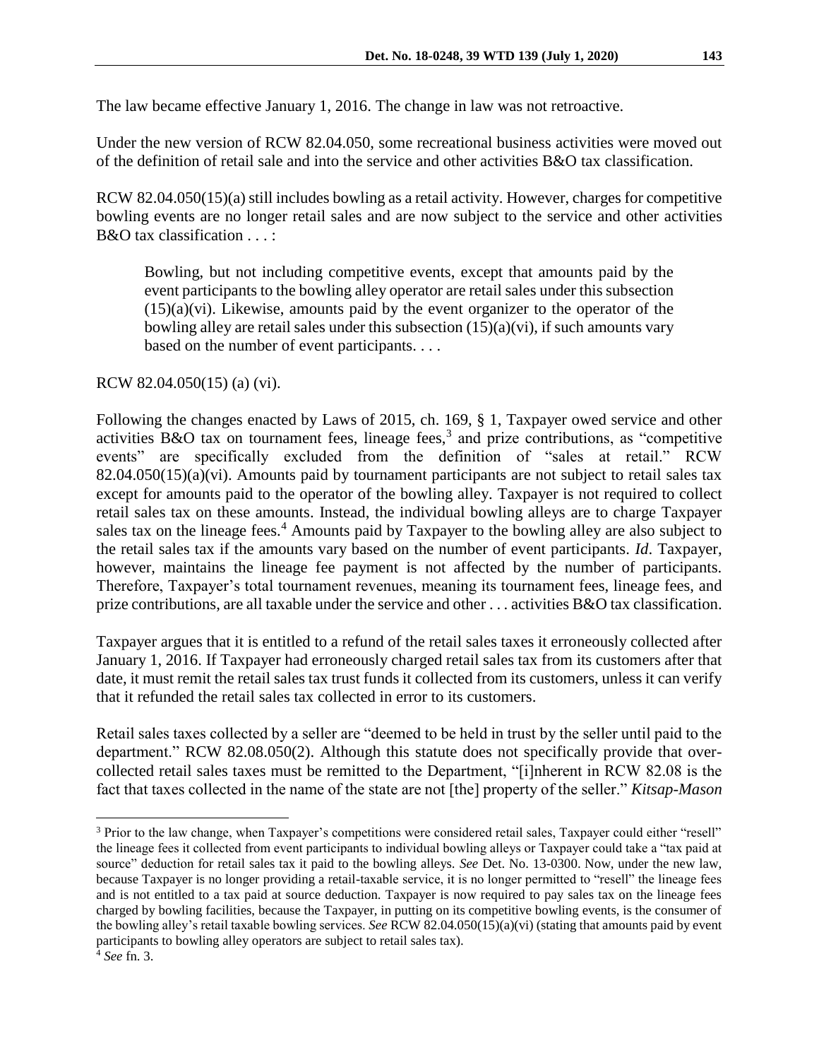The law became effective January 1, 2016. The change in law was not retroactive.

Under the new version of RCW 82.04.050, some recreational business activities were moved out of the definition of retail sale and into the service and other activities B&O tax classification.

RCW 82.04.050(15)(a) still includes bowling as a retail activity. However, charges for competitive bowling events are no longer retail sales and are now subject to the service and other activities B&O tax classification . . . :

> Bowling, but not including competitive events, except that amounts paid by the event participants to the bowling alley operator are retail sales under this subsection (15)(a)(vi). Likewise, amounts paid by the event organizer to the operator of the bowling alley are retail sales under this subsection (15)(a)(vi), if such amounts vary based on the number of event participants. . . .

RCW 82.04.050(15) (a) (vi).

Following the changes enacted by Laws of 2015, ch. 169, § 1, Taxpayer owed service and other activities B&O tax on tournament fees, lineage fees,[3] and prize contributions, as "competitive events" are specifically excluded from the definition of "sales at retail." RCW 82.04.050(15)(a)(vi). Amounts paid by tournament participants are not subject to retail sales tax except for amounts paid to the operator of the bowling alley. Taxpayer is not required to collect retail sales tax on these amounts. Instead, the individual bowling alleys are to charge Taxpayer sales tax on the lineage fees.[4] Amounts paid by Taxpayer to the bowling alley are also subject to the retail sales tax if the amounts vary based on the number of event participants. *Id*. Taxpayer, however, maintains the lineage fee payment is not affected by the number of participants. Therefore, Taxpayer's total tournament revenues, meaning its tournament fees, lineage fees, and prize contributions, are all taxable under the service and other . . . activities B&O tax classification.

Taxpayer argues that it is entitled to a refund of the retail sales taxes it erroneously collected after January 1, 2016. If Taxpayer had erroneously charged retail sales tax from its customers after that date, it must remit the retail sales tax trust funds it collected from its customers, unless it can verify that it refunded the retail sales tax collected in error to its customers.

Retail sales taxes collected by a seller are "deemed to be held in trust by the seller until paid to the department." RCW 82.08.050(2). Although this statute does not specifically provide that over-collected retail sales taxes must be remitted to the Department, "[i]nherent in RCW 82.08 is the fact that taxes collected in the name of the state are not [the] property of the seller." *Kitsap-Mason*

---

[3] Prior to the law change, when Taxpayer's competitions were considered retail sales, Taxpayer could either "resell" the lineage fees it collected from event participants to individual bowling alleys or Taxpayer could take a "tax paid at source" deduction for retail sales tax it paid to the bowling alleys. *See* Det. No. 13-0300. Now, under the new law, because Taxpayer is no longer providing a retail-taxable service, it is no longer permitted to "resell" the lineage fees and is not entitled to a tax paid at source deduction. Taxpayer is now required to pay sales tax on the lineage fees charged by bowling facilities, because the Taxpayer, in putting on its competitive bowling events, is the consumer of the bowling alley's retail taxable bowling services. *See* RCW 82.04.050(15)(a)(vi) (stating that amounts paid by event participants to bowling alley operators are subject to retail sales tax).

[4] *See* fn. 3.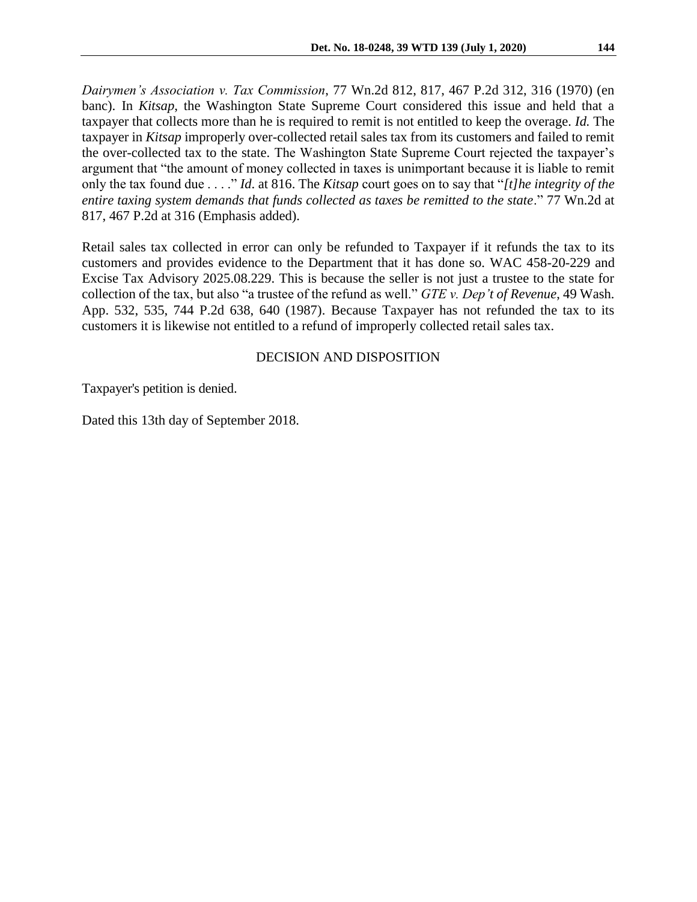*Dairymen's Association v. Tax Commission*, 77 Wn.2d 812, 817, 467 P.2d 312, 316 (1970) (en banc). In *Kitsap*, the Washington State Supreme Court considered this issue and held that a taxpayer that collects more than he is required to remit is not entitled to keep the overage. *Id.* The taxpayer in *Kitsap* improperly over-collected retail sales tax from its customers and failed to remit the over-collected tax to the state. The Washington State Supreme Court rejected the taxpayer's argument that "the amount of money collected in taxes is unimportant because it is liable to remit only the tax found due . . . ." *Id*. at 816. The *Kitsap* court goes on to say that "*[t]he integrity of the entire taxing system demands that funds collected as taxes be remitted to the state*." 77 Wn.2d at 817, 467 P.2d at 316 (Emphasis added).

Retail sales tax collected in error can only be refunded to Taxpayer if it refunds the tax to its customers and provides evidence to the Department that it has done so. WAC 458-20-229 and Excise Tax Advisory 2025.08.229. This is because the seller is not just a trustee to the state for collection of the tax, but also "a trustee of the refund as well." *GTE v. Dep't of Revenue*, 49 Wash. App. 532, 535, 744 P.2d 638, 640 (1987). Because Taxpayer has not refunded the tax to its customers it is likewise not entitled to a refund of improperly collected retail sales tax.

## DECISION AND DISPOSITION

Taxpayer's petition is denied.

Dated this 13th day of September 2018.